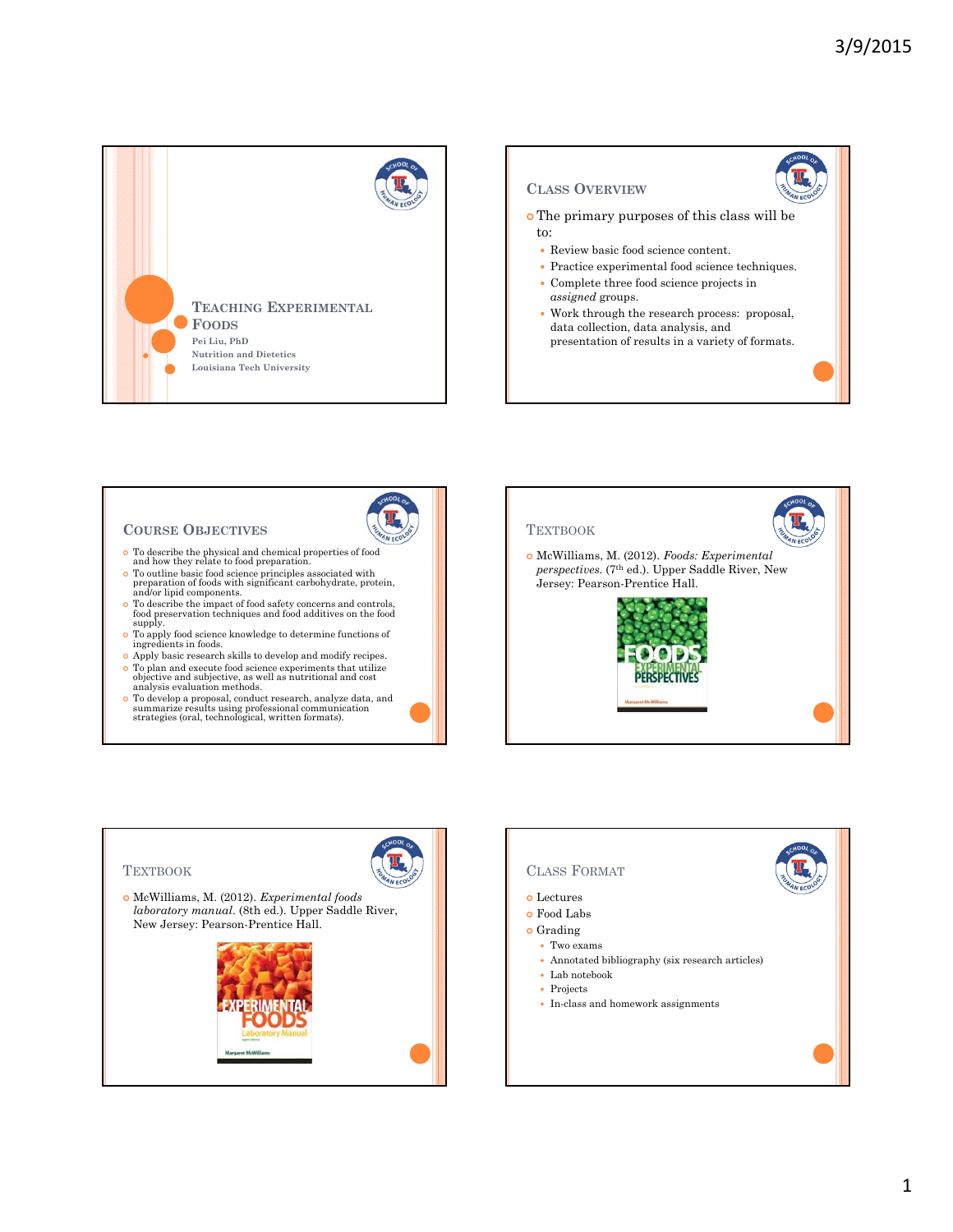## Teaching Experimental Foods

Pei Liu, PhD
Nutrition and Dietetics
Louisiana Tech University

## Class Overview

- The primary purposes of this class will be to:
  - Review basic food science content.
  - Practice experimental food science techniques.
  - Complete three food science projects in *assigned* groups.
  - Work through the research process: proposal, data collection, data analysis, and presentation of results in a variety of formats.

## Course Objectives

- To describe the physical and chemical properties of food and how they relate to food preparation.
- To outline basic food science principles associated with preparation of foods with significant carbohydrate, protein, and/or lipid components.
- To describe the impact of food safety concerns and controls, food preservation techniques and food additives on the food supply.
- To apply food science knowledge to determine functions of ingredients in foods.
- Apply basic research skills to develop and modify recipes.
- To plan and execute food science experiments that utilize objective and subjective, as well as nutritional and cost analysis evaluation methods.
- To develop a proposal, conduct research, analyze data, and summarize results using professional communication strategies (oral, technological, written formats).

## Textbook

- McWilliams, M. (2012). *Foods: Experimental perspectives.* (7th ed.). Upper Saddle River, New Jersey: Pearson-Prentice Hall.

## Textbook

- McWilliams, M. (2012). *Experimental foods laboratory manual.* (8th ed.). Upper Saddle River, New Jersey: Pearson-Prentice Hall.

## Class Format

- Lectures
- Food Labs
- Grading
  - Two exams
  - Annotated bibliography (six research articles)
  - Lab notebook
  - Projects
  - In-class and homework assignments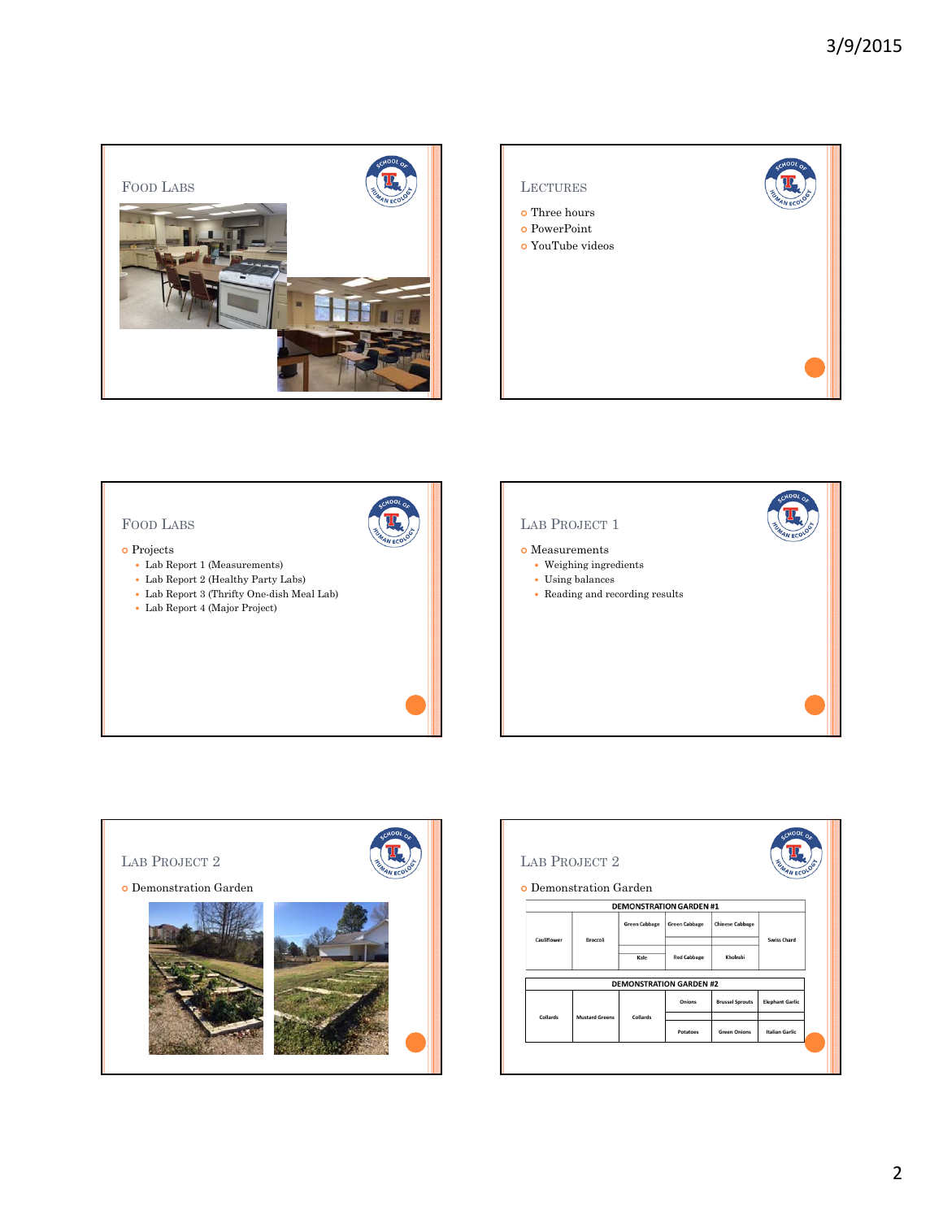## Food Labs

## Lectures

- Three hours
- PowerPoint
- YouTube videos

## Food Labs

- Projects
  - Lab Report 1 (Measurements)
  - Lab Report 2 (Healthy Party Labs)
  - Lab Report 3 (Thrifty One-dish Meal Lab)
  - Lab Report 4 (Major Project)

## Lab Project 1

- Measurements
  - Weighing ingredients
  - Using balances
  - Reading and recording results

## Lab Project 2

- Demonstration Garden

## Lab Project 2

- Demonstration Garden

| DEMONSTRATION GARDEN #1 | | | | | |
|---|---|---|---|---|---|
| Cauliflower | Broccoli | Green Cabbage | Green Cabbage | Chinese Cabbage | Swiss Chard |
| | | Kale | Red Cabbage | Kholrabi | |

| DEMONSTRATION GARDEN #2 | | | | | |
|---|---|---|---|---|---|
| Collards | Mustard Greens | Collards | Onions | Brussel Sprouts | Elephant Garlic |
| | | | Potatoes | Green Onions | Italian Garlic |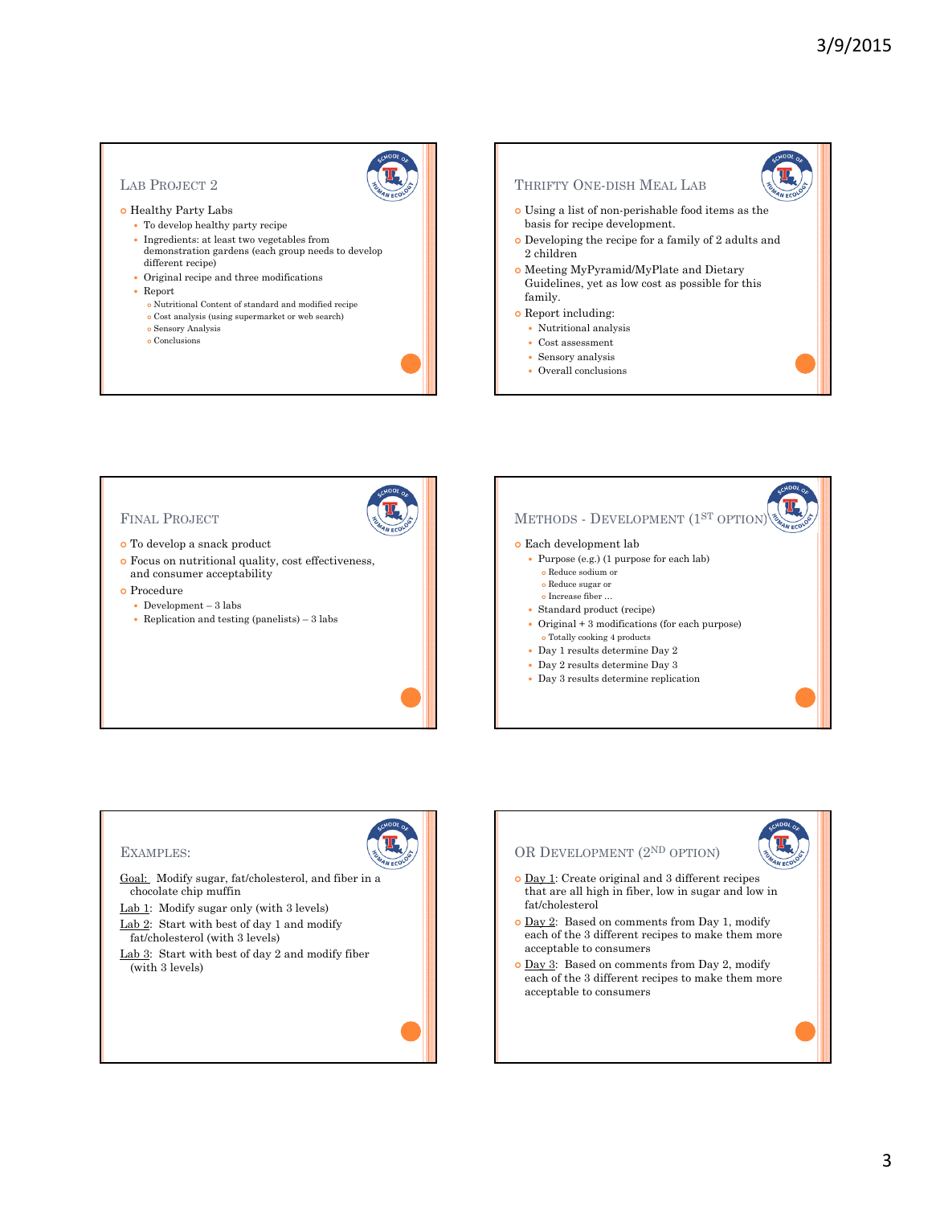## Lab Project 2

- Healthy Party Labs
  - To develop healthy party recipe
  - Ingredients: at least two vegetables from demonstration gardens (each group needs to develop different recipe)
  - Original recipe and three modifications
  - Report
    - Nutritional Content of standard and modified recipe
    - Cost analysis (using supermarket or web search)
    - Sensory Analysis
    - Conclusions

## Thrifty One-dish Meal Lab

- Using a list of non-perishable food items as the basis for recipe development.
- Developing the recipe for a family of 2 adults and 2 children
- Meeting MyPyramid/MyPlate and Dietary Guidelines, yet as low cost as possible for this family.
- Report including:
  - Nutritional analysis
  - Cost assessment
  - Sensory analysis
  - Overall conclusions

## Final Project

- To develop a snack product
- Focus on nutritional quality, cost effectiveness, and consumer acceptability
- Procedure
  - Development – 3 labs
  - Replication and testing (panelists) – 3 labs

## Methods - Development (1ST option)

- Each development lab
  - Purpose (e.g.) (1 purpose for each lab)
    - Reduce sodium or
    - Reduce sugar or
    - Increase fiber …
  - Standard product (recipe)
  - Original + 3 modifications (for each purpose)
    - Totally cooking 4 products
  - Day 1 results determine Day 2
  - Day 2 results determine Day 3
  - Day 3 results determine replication

## Examples:

Goal: Modify sugar, fat/cholesterol, and fiber in a chocolate chip muffin

Lab 1: Modify sugar only (with 3 levels)

Lab 2: Start with best of day 1 and modify fat/cholesterol (with 3 levels)

Lab 3: Start with best of day 2 and modify fiber (with 3 levels)

## Or Development (2ND option)

- Day 1: Create original and 3 different recipes that are all high in fiber, low in sugar and low in fat/cholesterol
- Day 2: Based on comments from Day 1, modify each of the 3 different recipes to make them more acceptable to consumers
- Day 3: Based on comments from Day 2, modify each of the 3 different recipes to make them more acceptable to consumers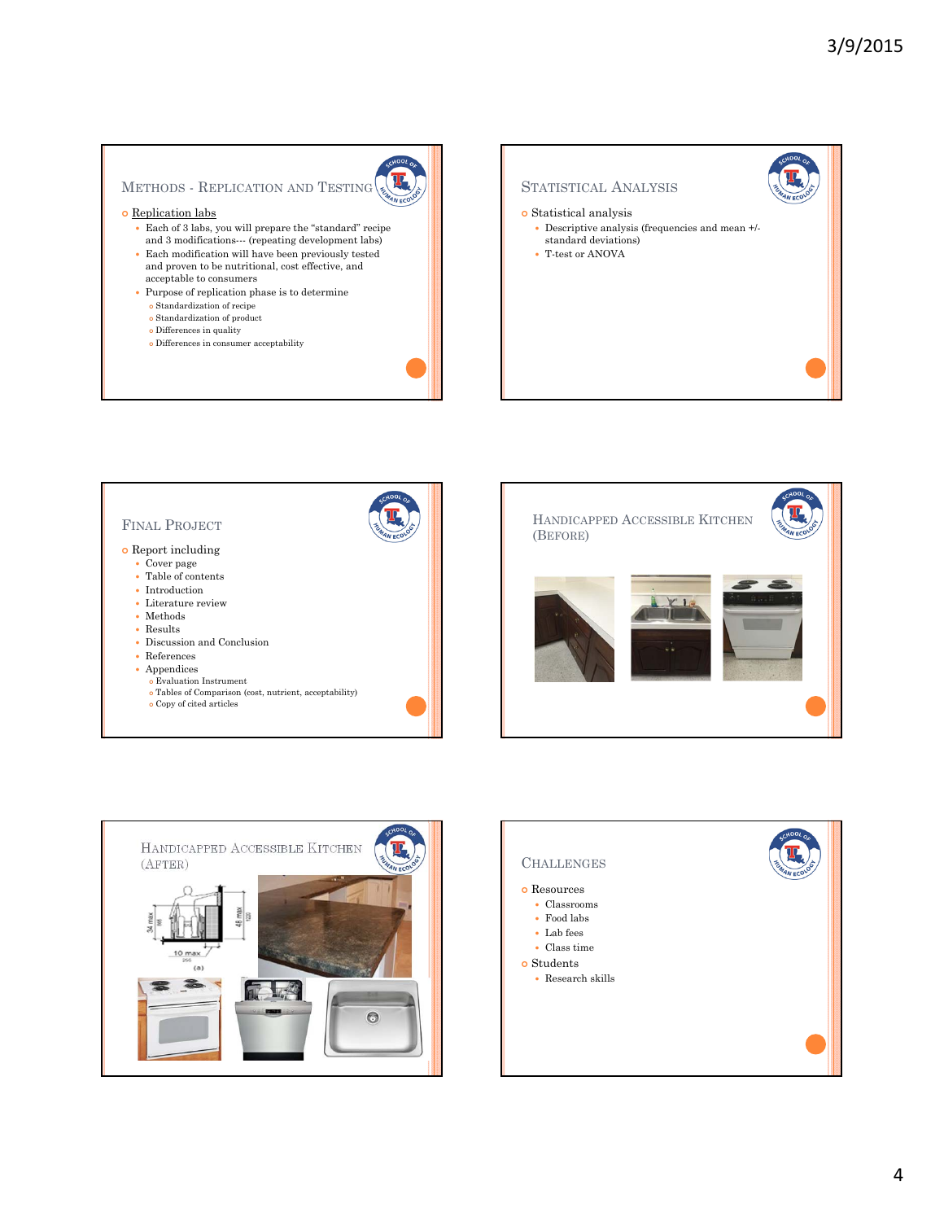## Methods - Replication and Testing

- Replication labs
  - Each of 3 labs, you will prepare the "standard" recipe and 3 modifications--- (repeating development labs)
  - Each modification will have been previously tested and proven to be nutritional, cost effective, and acceptable to consumers
  - Purpose of replication phase is to determine
    - Standardization of recipe
    - Standardization of product
    - Differences in quality
    - Differences in consumer acceptability

## Statistical Analysis

- Statistical analysis
  - Descriptive analysis (frequencies and mean +/- standard deviations)
  - T-test or ANOVA

## Final Project

- Report including
  - Cover page
  - Table of contents
  - Introduction
  - Literature review
  - Methods
  - Results
  - Discussion and Conclusion
  - References
  - Appendices
    - Evaluation Instrument
    - Tables of Comparison (cost, nutrient, acceptability)
    - Copy of cited articles

## Handicapped Accessible Kitchen (Before)

## Handicapped Accessible Kitchen (After)

## Challenges

- Resources
  - Classrooms
  - Food labs
  - Lab fees
  - Class time
- Students
  - Research skills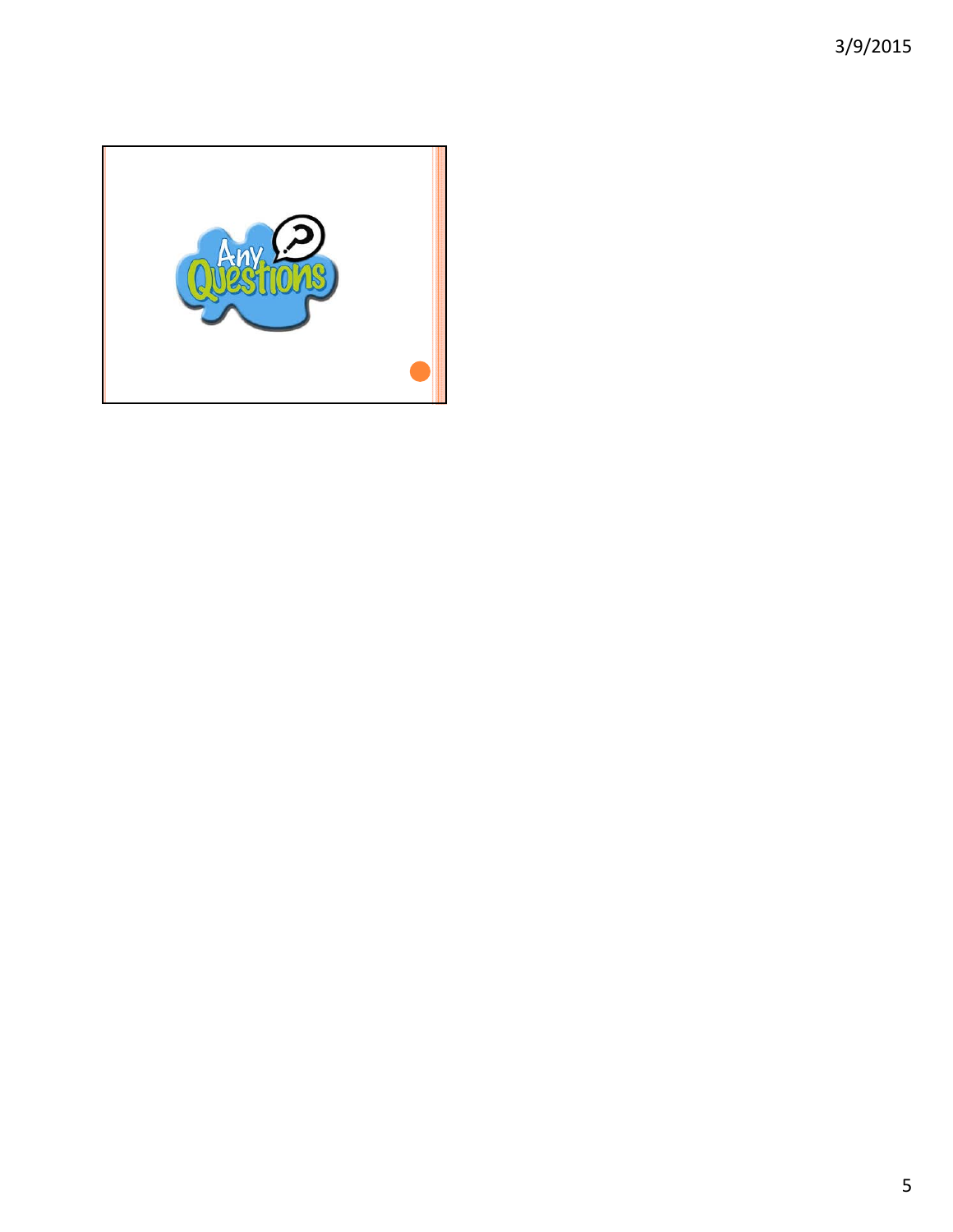Any Questions